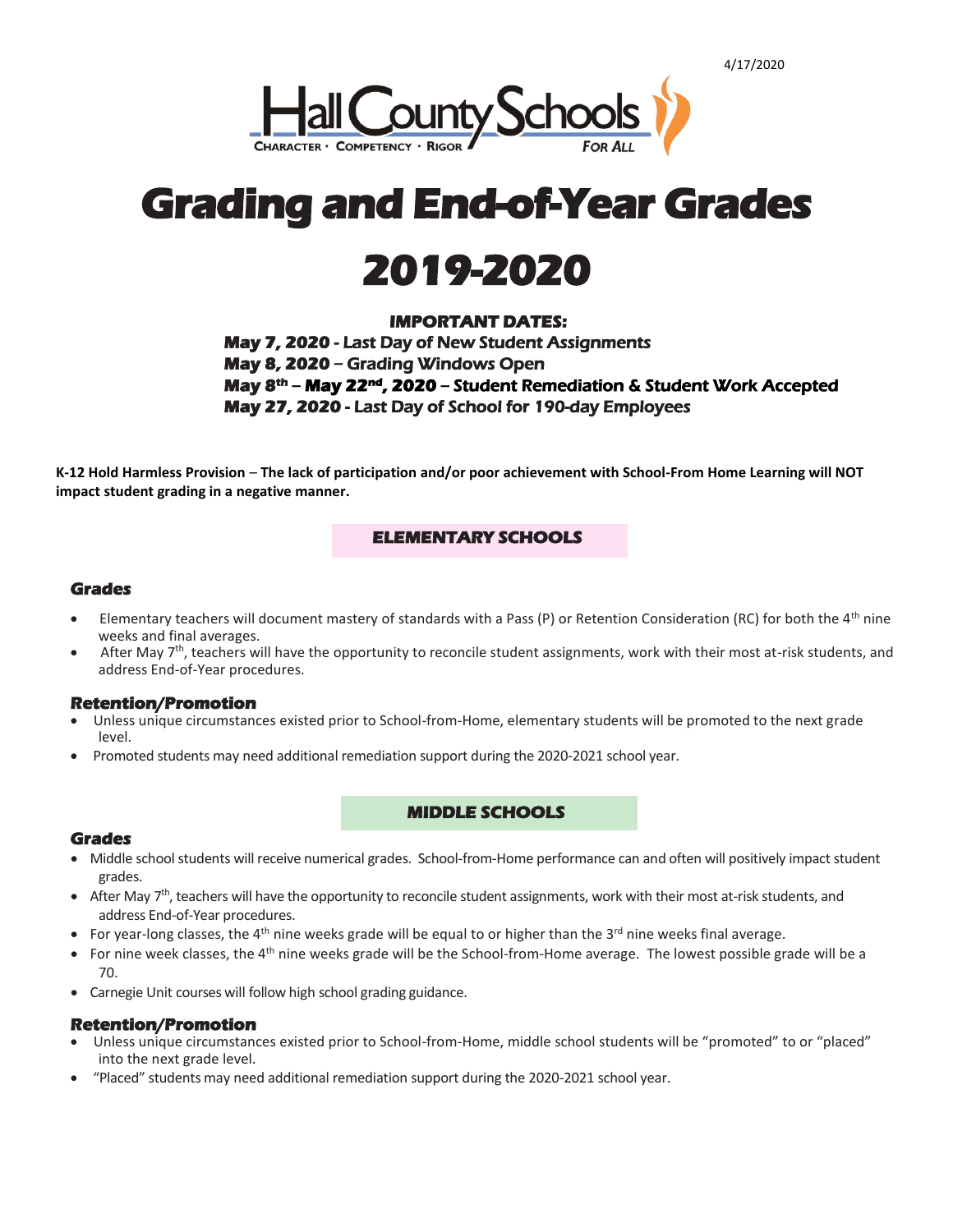4/17/2020

Hall County Schools

CHARACTER · COMPETENCY · RIGOR FOR ALL

# Grading and End-of-Year Grades 2019-2020

**IMPORTANT DATES:**

**May 7, 2020 - Last Day of New Student Assignments**
**May 8, 2020 – Grading Windows Open**
**May 8th – May 22nd, 2020 – Student Remediation & Student Work Accepted**
**May 27, 2020 - Last Day of School for 190-day Employees**

**K-12 Hold Harmless Provision – The lack of participation and/or poor achievement with School-From Home Learning will NOT impact student grading in a negative manner.**

## ELEMENTARY SCHOOLS

### Grades

- Elementary teachers will document mastery of standards with a Pass (P) or Retention Consideration (RC) for both the 4th nine weeks and final averages.
- After May 7th, teachers will have the opportunity to reconcile student assignments, work with their most at-risk students, and address End-of-Year procedures.

### Retention/Promotion

- Unless unique circumstances existed prior to School-from-Home, elementary students will be promoted to the next grade level.
- Promoted students may need additional remediation support during the 2020-2021 school year.

## MIDDLE SCHOOLS

### Grades

- Middle school students will receive numerical grades. School-from-Home performance can and often will positively impact student grades.
- After May 7th, teachers will have the opportunity to reconcile student assignments, work with their most at-risk students, and address End-of-Year procedures.
- For year-long classes, the 4th nine weeks grade will be equal to or higher than the 3rd nine weeks final average.
- For nine week classes, the 4th nine weeks grade will be the School-from-Home average. The lowest possible grade will be a 70.
- Carnegie Unit courses will follow high school grading guidance.

### Retention/Promotion

- Unless unique circumstances existed prior to School-from-Home, middle school students will be "promoted" to or "placed" into the next grade level.
- "Placed" students may need additional remediation support during the 2020-2021 school year.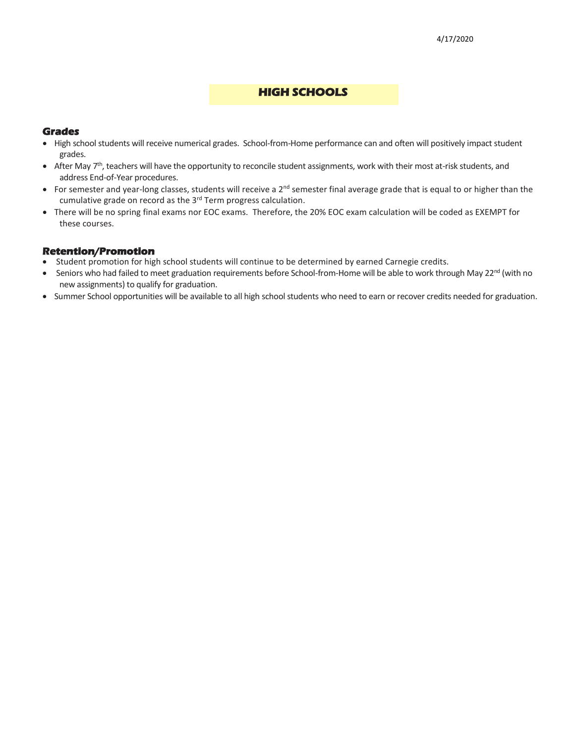4/17/2020

# HIGH SCHOOLS

## Grades

- High school students will receive numerical grades. School-from-Home performance can and often will positively impact student grades.
- After May 7th, teachers will have the opportunity to reconcile student assignments, work with their most at-risk students, and address End-of-Year procedures.
- For semester and year-long classes, students will receive a 2nd semester final average grade that is equal to or higher than the cumulative grade on record as the 3rd Term progress calculation.
- There will be no spring final exams nor EOC exams. Therefore, the 20% EOC exam calculation will be coded as EXEMPT for these courses.

## Retention/Promotion

- Student promotion for high school students will continue to be determined by earned Carnegie credits.
- Seniors who had failed to meet graduation requirements before School-from-Home will be able to work through May 22nd (with no new assignments) to qualify for graduation.
- Summer School opportunities will be available to all high school students who need to earn or recover credits needed for graduation.